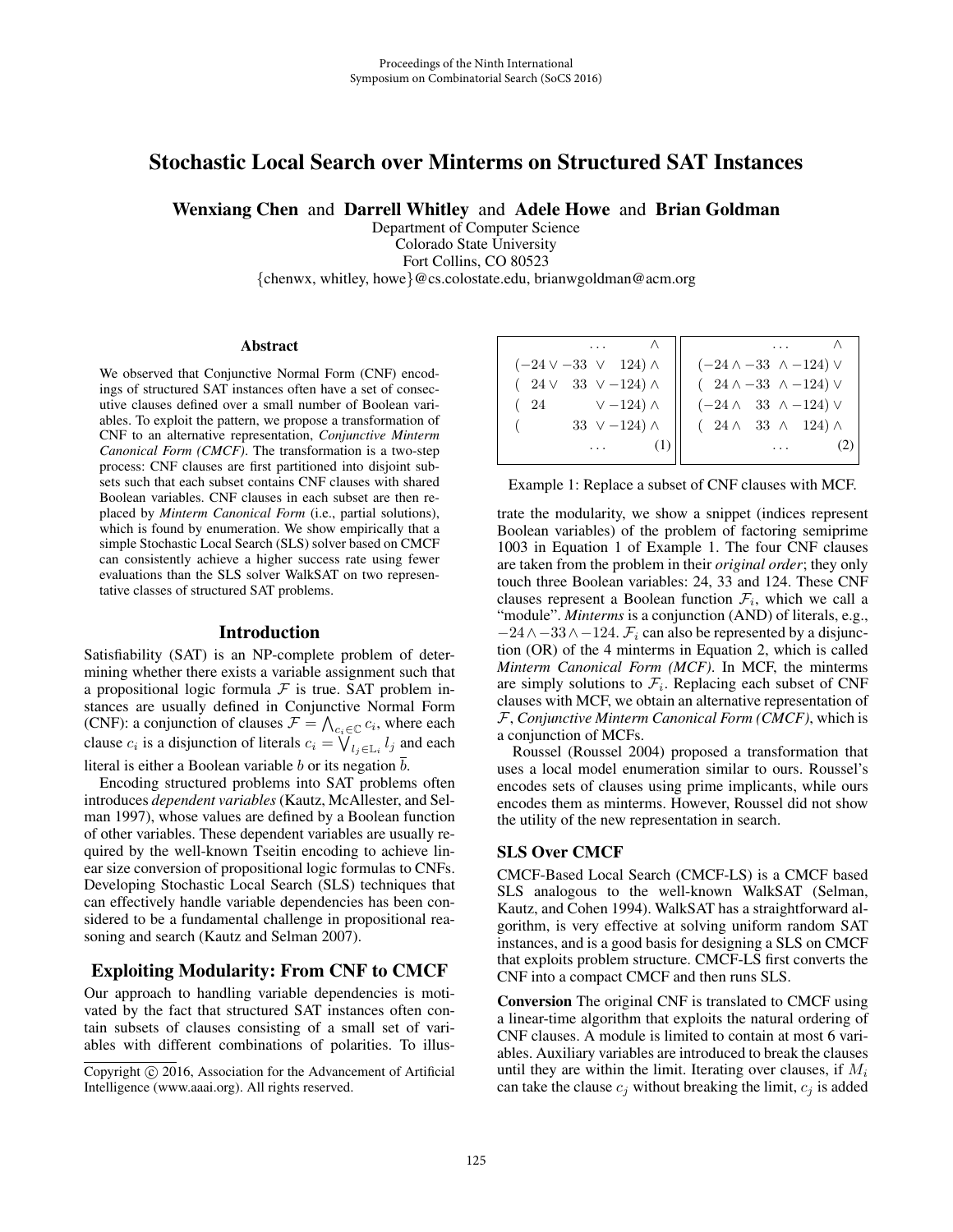# Stochastic Local Search over Minterms on Structured SAT Instances

**Wenxiang Chen** and **Darrell Whitley** and **Adele Howe** and **Brian Goldman**

Department of Computer Science
Colorado State University
Fort Collins, CO 80523
{chenwx, whitley, howe}@cs.colostate.edu, brianwgoldman@acm.org

### Abstract

We observed that Conjunctive Normal Form (CNF) encodings of structured SAT instances often have a set of consecutive clauses defined over a small number of Boolean variables. To exploit the pattern, we propose a transformation of CNF to an alternative representation, *Conjunctive Minterm Canonical Form (CMCF)*. The transformation is a two-step process: CNF clauses are first partitioned into disjoint subsets such that each subset contains CNF clauses with shared Boolean variables. CNF clauses in each subset are then replaced by *Minterm Canonical Form* (i.e., partial solutions), which is found by enumeration. We show empirically that a simple Stochastic Local Search (SLS) solver based on CMCF can consistently achieve a higher success rate using fewer evaluations than the SLS solver WalkSAT on two representative classes of structured SAT problems.

## Introduction

Satisfiability (SAT) is an NP-complete problem of determining whether there exists a variable assignment such that a propositional logic formula $\mathcal{F}$ is true. SAT problem instances are usually defined in Conjunctive Normal Form (CNF): a conjunction of clauses $\mathcal{F} = \bigwedge_{c_i \in \mathbb{C}} c_i$, where each clause $c_i$ is a disjunction of literals $c_i = \bigvee_{l_j \in \mathbb{L}_i} l_j$ and each literal is either a Boolean variable $b$ or its negation $\overline{b}$.

Encoding structured problems into SAT problems often introduces *dependent variables* (Kautz, McAllester, and Selman 1997), whose values are defined by a Boolean function of other variables. These dependent variables are usually required by the well-known Tseitin encoding to achieve linear size conversion of propositional logic formulas to CNFs. Developing Stochastic Local Search (SLS) techniques that can effectively handle variable dependencies has been considered to be a fundamental challenge in propositional reasoning and search (Kautz and Selman 2007).

## Exploiting Modularity: From CNF to CMCF

Our approach to handling variable dependencies is motivated by the fact that structured SAT instances often contain subsets of clauses consisting of a small set of variables with different combinations of polarities. To illustrate the modularity, we show a snippet (indices represent Boolean variables) of the problem of factoring semiprime 1003 in Equation 1 of Example 1. The four CNF clauses are taken from the problem in their *original order*; they only touch three Boolean variables: 24, 33 and 124. These CNF clauses represent a Boolean function $\mathcal{F}_i$, which we call a "module". *Minterms* is a conjunction (AND) of literals, e.g., $-24 \wedge -33 \wedge -124$. $\mathcal{F}_i$ can also be represented by a disjunction (OR) of the 4 minterms in Equation 2, which is called *Minterm Canonical Form (MCF)*. In MCF, the minterms are simply solutions to $\mathcal{F}_i$. Replacing each subset of CNF clauses with MCF, we obtain an alternative representation of $\mathcal{F}$, *Conjunctive Minterm Canonical Form (CMCF)*, which is a conjunction of MCFs.

$$
\begin{array}{lr}
\quad\quad\quad \dots & \wedge \\
(-24 \vee -33 \vee \;\; 124) & \wedge \\
(\;\; 24 \vee \;\; 33 \vee -124) & \wedge \\
(\;\; 24 \quad\quad\quad\quad \vee -124) & \wedge \\
(\quad\quad\quad \;\; 33 \vee -124) & \wedge \\
\quad\quad\quad \dots & (1)
\end{array}
\qquad
\begin{array}{lr}
\quad\quad\quad \dots & \wedge \\
(-24 \wedge -33 \wedge -124) & \vee \\
(\;\; 24 \wedge -33 \wedge -124) & \vee \\
(-24 \wedge \;\; 33 \wedge -124) & \vee \\
(\;\; 24 \wedge \;\; 33 \wedge \;\; 124) & \wedge \\
\quad\quad\quad \dots & (2)
\end{array}
$$

Example 1: Replace a subset of CNF clauses with MCF.

Roussel (Roussel 2004) proposed a transformation that uses a local model enumeration similar to ours. Roussel's encodes sets of clauses using prime implicants, while ours encodes them as minterms. However, Roussel did not show the utility of the new representation in search.

### SLS Over CMCF

CMCF-Based Local Search (CMCF-LS) is a CMCF based SLS analogous to the well-known WalkSAT (Selman, Kautz, and Cohen 1994). WalkSAT has a straightforward algorithm, is very effective at solving uniform random SAT instances, and is a good basis for designing a SLS on CMCF that exploits problem structure. CMCF-LS first converts the CNF into a compact CMCF and then runs SLS.

**Conversion** The original CNF is translated to CMCF using a linear-time algorithm that exploits the natural ordering of CNF clauses. A module is limited to contain at most 6 variables. Auxiliary variables are introduced to break the clauses until they are within the limit. Iterating over clauses, if $M_i$ can take the clause $c_j$ without breaking the limit, $c_j$ is added

Copyright © 2016, Association for the Advancement of Artificial Intelligence (www.aaai.org). All rights reserved.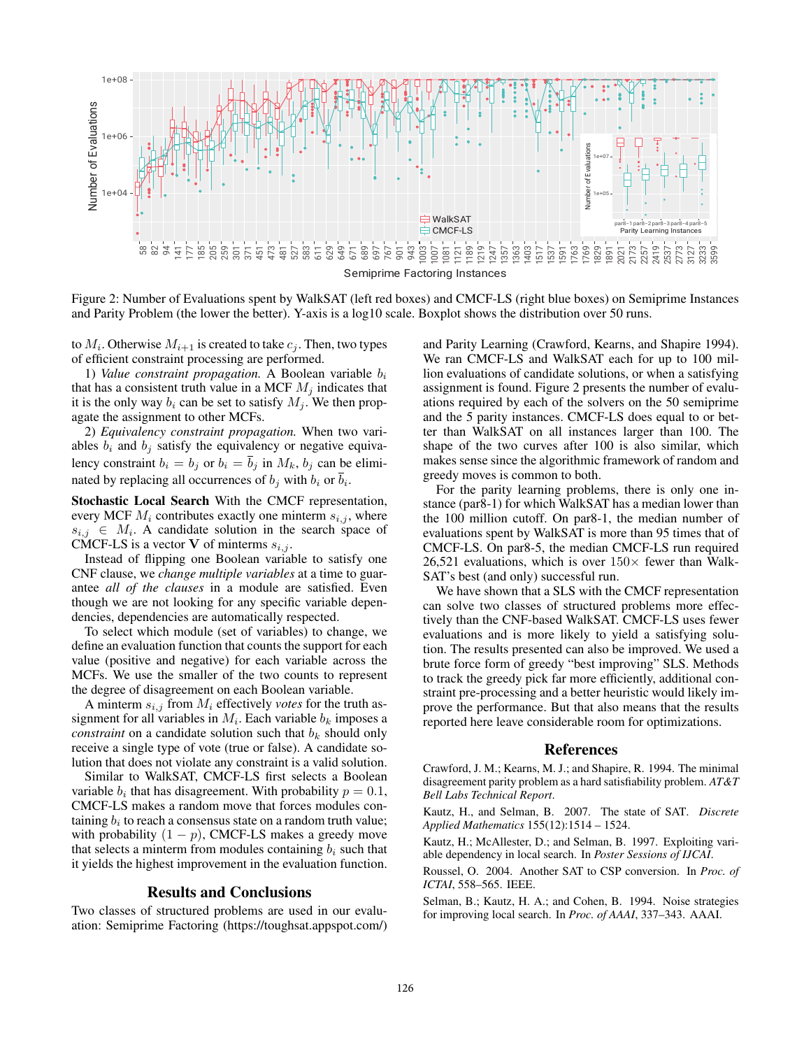Number of Evaluations

1e+08

1e+06

1e+04

58 82 94 141 177 185 205 259 301 371 451 473 481 527 583 611 629 649 671 689 697 767 901 943 1003 1007 1081 1121 1189 1219 1247 1357 1363 1403 1517 1537 1591 1763 1769 1829 1891 2021 2173 2257 2419 2537 2773 3127 3233 3599

Semiprime Factoring Instances

WalkSAT

CMCF-LS

Number of Evaluations

1e+07

1e+05

par8−1 par8−2 par8−3 par8−4 par8−5

Parity Learning Instances

Figure 2: Number of Evaluations spent by WalkSAT (left red boxes) and CMCF-LS (right blue boxes) on Semiprime Instances and Parity Problem (the lower the better). Y-axis is a log10 scale. Boxplot shows the distribution over 50 runs.

to $M_i$. Otherwise $M_{i+1}$ is created to take $c_j$. Then, two types of efficient constraint processing are performed.

1) *Value constraint propagation.* A Boolean variable $b_i$ that has a consistent truth value in a MCF $M_j$ indicates that it is the only way $b_i$ can be set to satisfy $M_j$. We then propagate the assignment to other MCFs.

2) *Equivalency constraint propagation.* When two variables $b_i$ and $b_j$ satisfy the equivalency or negative equivalency constraint $b_i = b_j$ or $b_i = \overline{b}_j$ in $M_k$, $b_j$ can be eliminated by replacing all occurrences of $b_j$ with $b_i$ or $\overline{b}_i$.

**Stochastic Local Search** With the CMCF representation, every MCF $M_i$ contributes exactly one minterm $s_{i,j}$, where $s_{i,j} \in M_i$. A candidate solution in the search space of CMCF-LS is a vector $\mathbf{V}$ of minterms $s_{i,j}$.

Instead of flipping one Boolean variable to satisfy one CNF clause, we *change multiple variables* at a time to guarantee *all of the clauses* in a module are satisfied. Even though we are not looking for any specific variable dependencies, dependencies are automatically respected.

To select which module (set of variables) to change, we define an evaluation function that counts the support for each value (positive and negative) for each variable across the MCFs. We use the smaller of the two counts to represent the degree of disagreement on each Boolean variable.

A minterm $s_{i,j}$ from $M_i$ effectively *votes* for the truth assignment for all variables in $M_i$. Each variable $b_k$ imposes a *constraint* on a candidate solution such that $b_k$ should only receive a single type of vote (true or false). A candidate solution that does not violate any constraint is a valid solution.

Similar to WalkSAT, CMCF-LS first selects a Boolean variable $b_i$ that has disagreement. With probability $p = 0.1$, CMCF-LS makes a random move that forces modules containing $b_i$ to reach a consensus state on a random truth value; with probability $(1 - p)$, CMCF-LS makes a greedy move that selects a minterm from modules containing $b_i$ such that it yields the highest improvement in the evaluation function.

## Results and Conclusions

Two classes of structured problems are used in our evaluation: Semiprime Factoring (https://toughsat.appspot.com/) and Parity Learning (Crawford, Kearns, and Shapire 1994). We ran CMCF-LS and WalkSAT each for up to 100 million evaluations of candidate solutions, or when a satisfying assignment is found. Figure 2 presents the number of evaluations required by each of the solvers on the 50 semiprime and the 5 parity instances. CMCF-LS does equal to or better than WalkSAT on all instances larger than 100. The shape of the two curves after 100 is also similar, which makes sense since the algorithmic framework of random and greedy moves is common to both.

For the parity learning problems, there is only one instance (par8-1) for which WalkSAT has a median lower than the 100 million cutoff. On par8-1, the median number of evaluations spent by WalkSAT is more than 95 times that of CMCF-LS. On par8-5, the median CMCF-LS run required 26,521 evaluations, which is over $150\times$ fewer than WalkSAT's best (and only) successful run.

We have shown that a SLS with the CMCF representation can solve two classes of structured problems more effectively than the CNF-based WalkSAT. CMCF-LS uses fewer evaluations and is more likely to yield a satisfying solution. The results presented can also be improved. We used a brute force form of greedy "best improving" SLS. Methods to track the greedy pick far more efficiently, additional constraint pre-processing and a better heuristic would likely improve the performance. But that also means that the results reported here leave considerable room for optimizations.

## References

Crawford, J. M.; Kearns, M. J.; and Shapire, R. 1994. The minimal disagreement parity problem as a hard satisfiability problem. *AT&T Bell Labs Technical Report*.

Kautz, H., and Selman, B. 2007. The state of SAT. *Discrete Applied Mathematics* 155(12):1514 – 1524.

Kautz, H.; McAllester, D.; and Selman, B. 1997. Exploiting variable dependency in local search. In *Poster Sessions of IJCAI*.

Roussel, O. 2004. Another SAT to CSP conversion. In *Proc. of ICTAI*, 558–565. IEEE.

Selman, B.; Kautz, H. A.; and Cohen, B. 1994. Noise strategies for improving local search. In *Proc. of AAAI*, 337–343. AAAI.